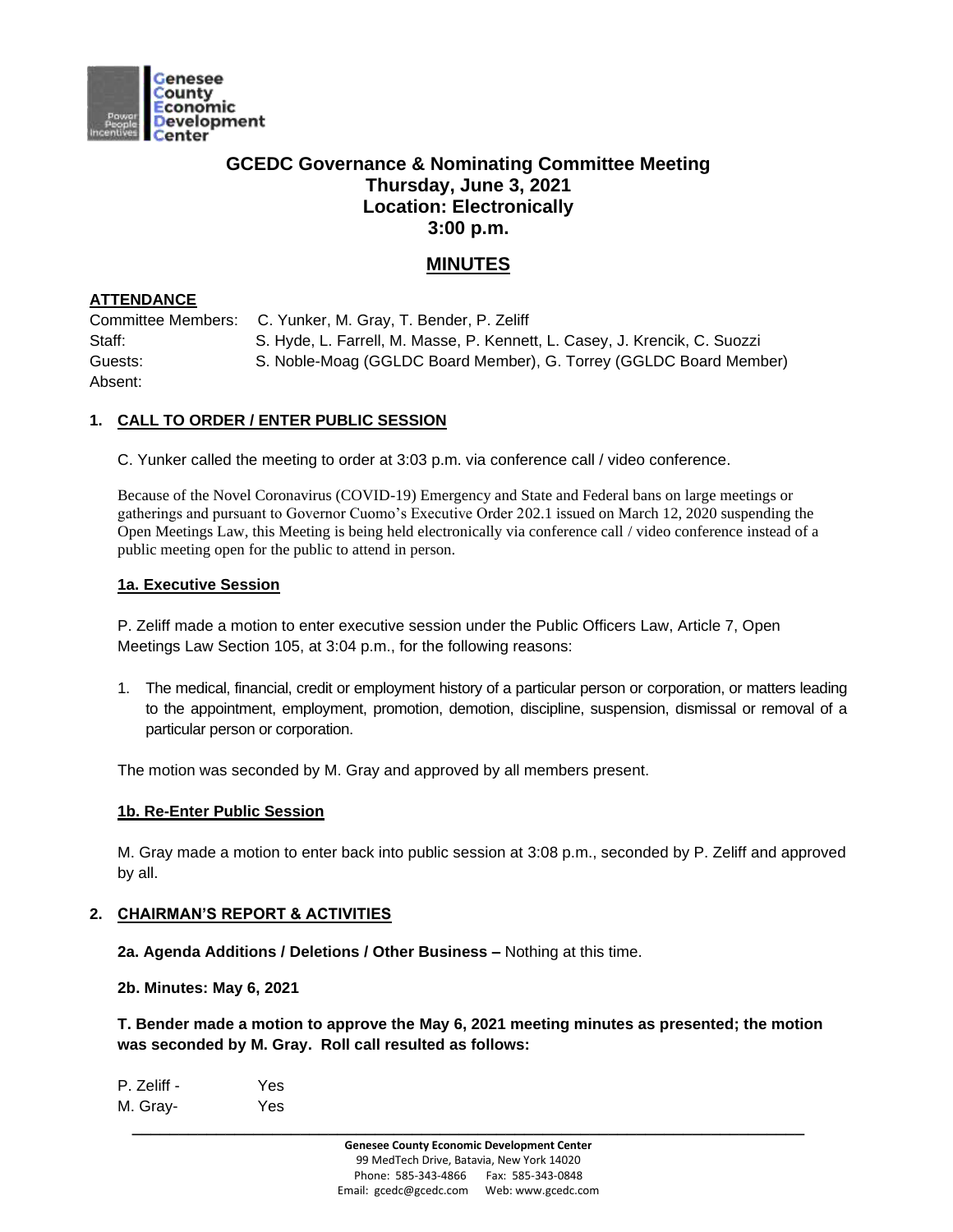# GCEDC Governance & Nominating Committee Meeting
## Thursday, June 3, 2021
## Location: Electronically
## 3:00 p.m.

## MINUTES

**ATTENDANCE**

Committee Members: C. Yunker, M. Gray, T. Bender, P. Zeliff
Staff: S. Hyde, L. Farrell, M. Masse, P. Kennett, L. Casey, J. Krencik, C. Suozzi
Guests: S. Noble-Moag (GGLDC Board Member), G. Torrey (GGLDC Board Member)
Absent:

### 1. CALL TO ORDER / ENTER PUBLIC SESSION

C. Yunker called the meeting to order at 3:03 p.m. via conference call / video conference.

Because of the Novel Coronavirus (COVID-19) Emergency and State and Federal bans on large meetings or gatherings and pursuant to Governor Cuomo's Executive Order 202.1 issued on March 12, 2020 suspending the Open Meetings Law, this Meeting is being held electronically via conference call / video conference instead of a public meeting open for the public to attend in person.

**1a. Executive Session**

P. Zeliff made a motion to enter executive session under the Public Officers Law, Article 7, Open Meetings Law Section 105, at 3:04 p.m., for the following reasons:

1. The medical, financial, credit or employment history of a particular person or corporation, or matters leading to the appointment, employment, promotion, demotion, discipline, suspension, dismissal or removal of a particular person or corporation.

The motion was seconded by M. Gray and approved by all members present.

**1b. Re-Enter Public Session**

M. Gray made a motion to enter back into public session at 3:08 p.m., seconded by P. Zeliff and approved by all.

### 2. CHAIRMAN'S REPORT & ACTIVITIES

**2a. Agenda Additions / Deletions / Other Business –** Nothing at this time.

**2b. Minutes: May 6, 2021**

**T. Bender made a motion to approve the May 6, 2021 meeting minutes as presented; the motion was seconded by M. Gray. Roll call resulted as follows:**

P. Zeliff - Yes
M. Gray- Yes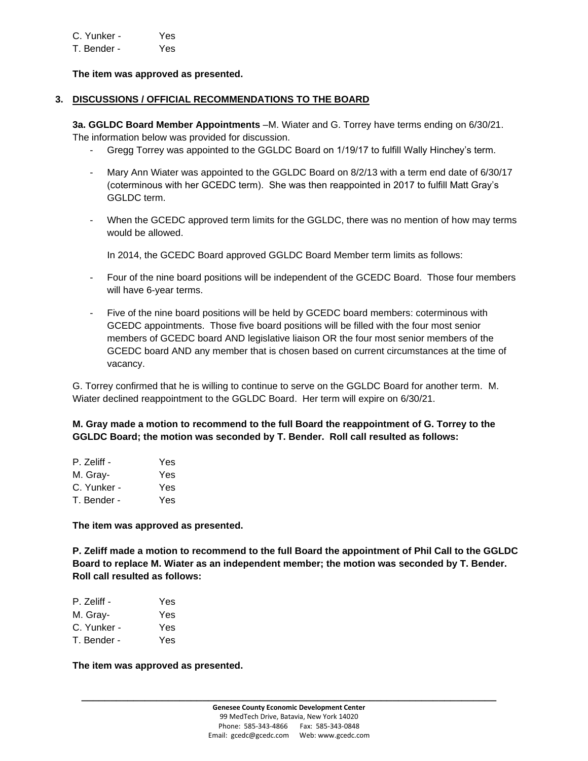C. Yunker - Yes
T. Bender - Yes

**The item was approved as presented.**

## 3. DISCUSSIONS / OFFICIAL RECOMMENDATIONS TO THE BOARD

**3a. GGLDC Board Member Appointments** –M. Wiater and G. Torrey have terms ending on 6/30/21. The information below was provided for discussion.

- Gregg Torrey was appointed to the GGLDC Board on 1/19/17 to fulfill Wally Hinchey's term.
- Mary Ann Wiater was appointed to the GGLDC Board on 8/2/13 with a term end date of 6/30/17 (coterminous with her GCEDC term). She was then reappointed in 2017 to fulfill Matt Gray's GGLDC term.
- When the GCEDC approved term limits for the GGLDC, there was no mention of how may terms would be allowed.

  In 2014, the GCEDC Board approved GGLDC Board Member term limits as follows:

- Four of the nine board positions will be independent of the GCEDC Board. Those four members will have 6-year terms.
- Five of the nine board positions will be held by GCEDC board members: coterminous with GCEDC appointments. Those five board positions will be filled with the four most senior members of GCEDC board AND legislative liaison OR the four most senior members of the GCEDC board AND any member that is chosen based on current circumstances at the time of vacancy.

G. Torrey confirmed that he is willing to continue to serve on the GGLDC Board for another term. M. Wiater declined reappointment to the GGLDC Board. Her term will expire on 6/30/21.

**M. Gray made a motion to recommend to the full Board the reappointment of G. Torrey to the GGLDC Board; the motion was seconded by T. Bender. Roll call resulted as follows:**

P. Zeliff - Yes
M. Gray- Yes
C. Yunker - Yes
T. Bender - Yes

**The item was approved as presented.**

**P. Zeliff made a motion to recommend to the full Board the appointment of Phil Call to the GGLDC Board to replace M. Wiater as an independent member; the motion was seconded by T. Bender. Roll call resulted as follows:**

P. Zeliff - Yes
M. Gray- Yes
C. Yunker - Yes
T. Bender - Yes

**The item was approved as presented.**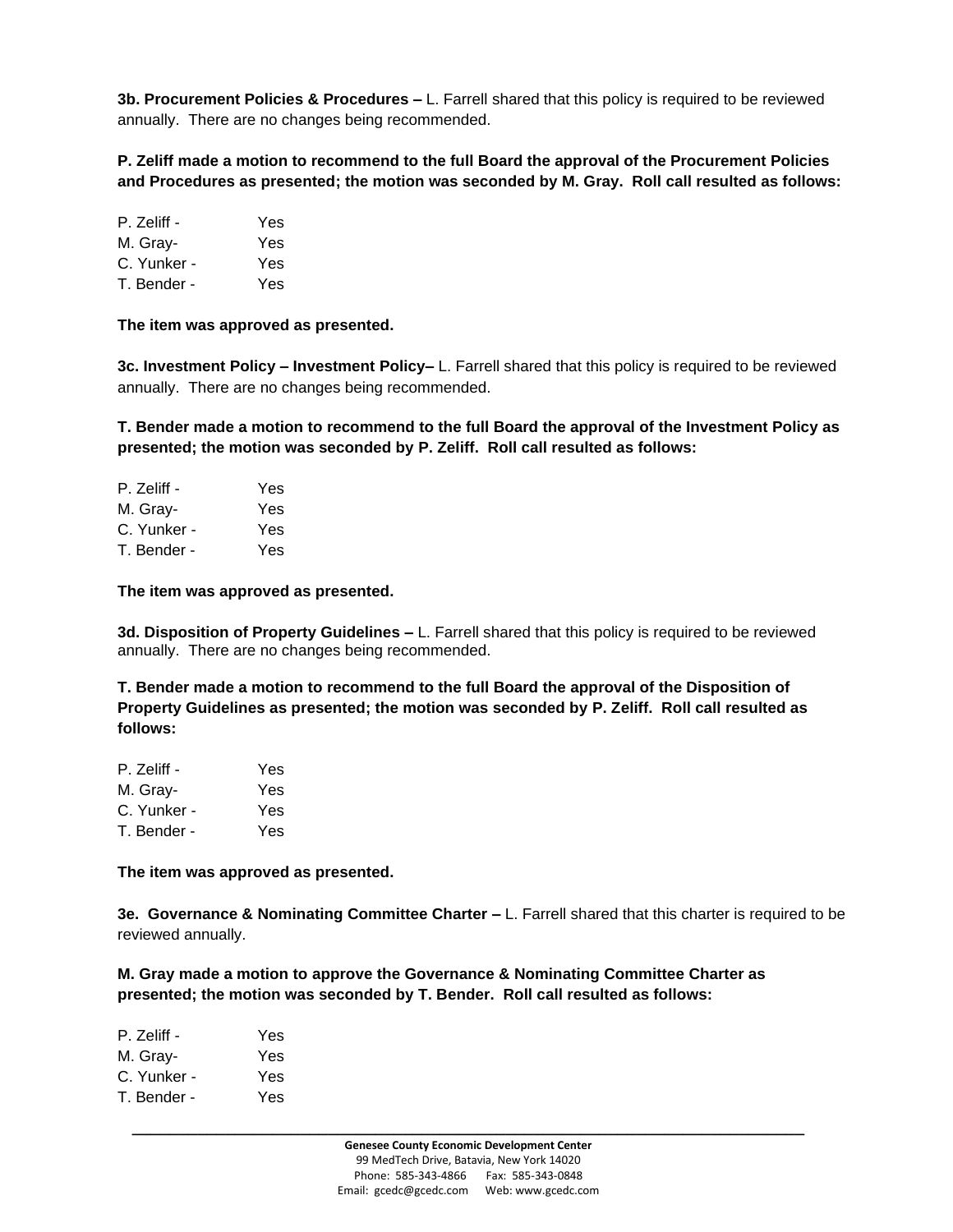**3b. Procurement Policies & Procedures –** L. Farrell shared that this policy is required to be reviewed annually. There are no changes being recommended.

**P. Zeliff made a motion to recommend to the full Board the approval of the Procurement Policies and Procedures as presented; the motion was seconded by M. Gray. Roll call resulted as follows:**

| | |
|---|---|
| P. Zeliff - | Yes |
| M. Gray- | Yes |
| C. Yunker - | Yes |
| T. Bender - | Yes |

**The item was approved as presented.**

**3c. Investment Policy – Investment Policy–** L. Farrell shared that this policy is required to be reviewed annually. There are no changes being recommended.

**T. Bender made a motion to recommend to the full Board the approval of the Investment Policy as presented; the motion was seconded by P. Zeliff. Roll call resulted as follows:**

| | |
|---|---|
| P. Zeliff - | Yes |
| M. Gray- | Yes |
| C. Yunker - | Yes |
| T. Bender - | Yes |

**The item was approved as presented.**

**3d. Disposition of Property Guidelines –** L. Farrell shared that this policy is required to be reviewed annually. There are no changes being recommended.

**T. Bender made a motion to recommend to the full Board the approval of the Disposition of Property Guidelines as presented; the motion was seconded by P. Zeliff. Roll call resulted as follows:**

| | |
|---|---|
| P. Zeliff - | Yes |
| M. Gray- | Yes |
| C. Yunker - | Yes |
| T. Bender - | Yes |

**The item was approved as presented.**

**3e. Governance & Nominating Committee Charter –** L. Farrell shared that this charter is required to be reviewed annually.

**M. Gray made a motion to approve the Governance & Nominating Committee Charter as presented; the motion was seconded by T. Bender. Roll call resulted as follows:**

| | |
|---|---|
| P. Zeliff - | Yes |
| M. Gray- | Yes |
| C. Yunker - | Yes |
| T. Bender - | Yes |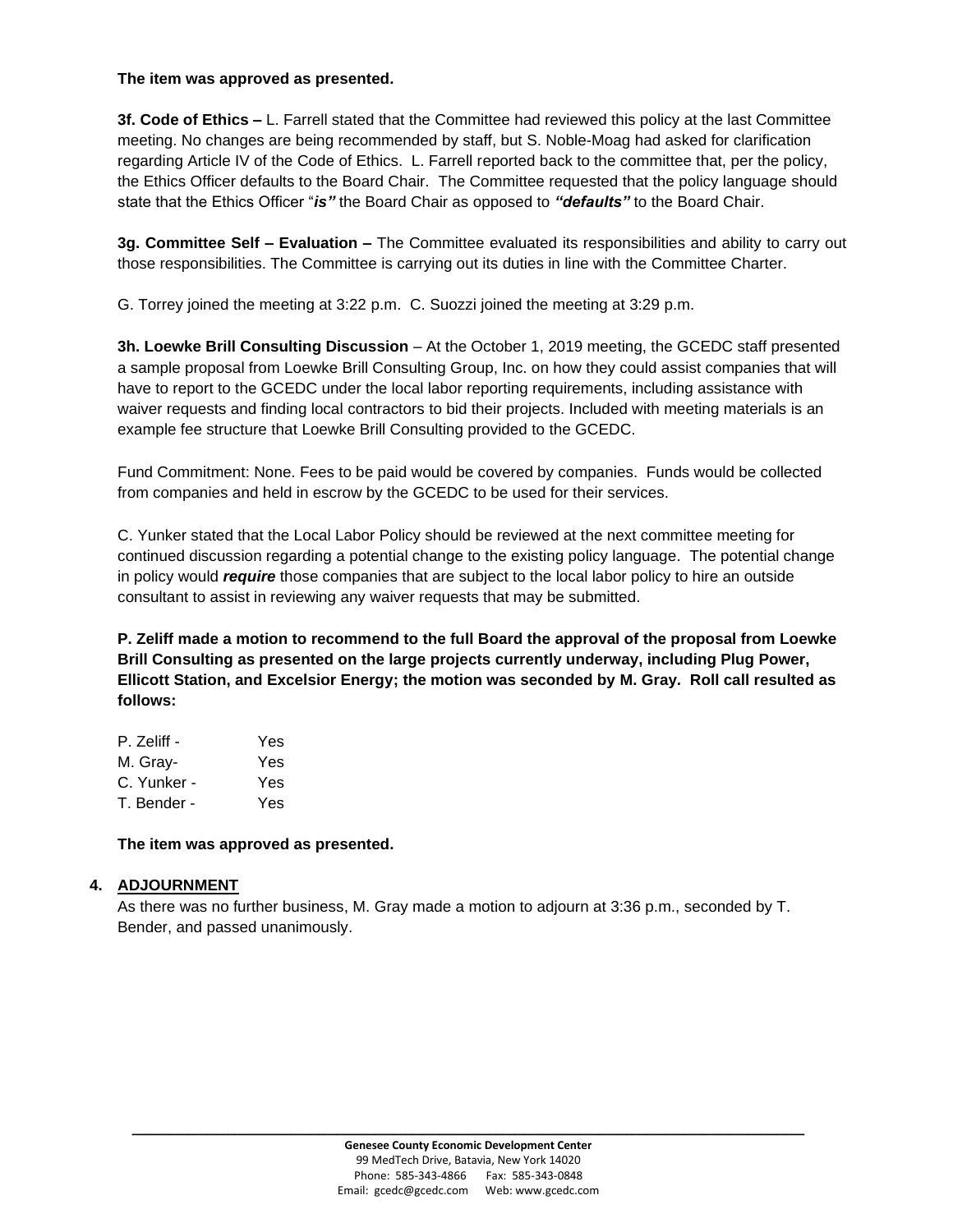**The item was approved as presented.**

**3f. Code of Ethics –** L. Farrell stated that the Committee had reviewed this policy at the last Committee meeting. No changes are being recommended by staff, but S. Noble-Moag had asked for clarification regarding Article IV of the Code of Ethics. L. Farrell reported back to the committee that, per the policy, the Ethics Officer defaults to the Board Chair. The Committee requested that the policy language should state that the Ethics Officer "***is"*** the Board Chair as opposed to ***"defaults"*** to the Board Chair.

**3g. Committee Self – Evaluation –** The Committee evaluated its responsibilities and ability to carry out those responsibilities. The Committee is carrying out its duties in line with the Committee Charter.

G. Torrey joined the meeting at 3:22 p.m. C. Suozzi joined the meeting at 3:29 p.m.

**3h. Loewke Brill Consulting Discussion** – At the October 1, 2019 meeting, the GCEDC staff presented a sample proposal from Loewke Brill Consulting Group, Inc. on how they could assist companies that will have to report to the GCEDC under the local labor reporting requirements, including assistance with waiver requests and finding local contractors to bid their projects. Included with meeting materials is an example fee structure that Loewke Brill Consulting provided to the GCEDC.

Fund Commitment: None. Fees to be paid would be covered by companies. Funds would be collected from companies and held in escrow by the GCEDC to be used for their services.

C. Yunker stated that the Local Labor Policy should be reviewed at the next committee meeting for continued discussion regarding a potential change to the existing policy language. The potential change in policy would ***require*** those companies that are subject to the local labor policy to hire an outside consultant to assist in reviewing any waiver requests that may be submitted.

**P. Zeliff made a motion to recommend to the full Board the approval of the proposal from Loewke Brill Consulting as presented on the large projects currently underway, including Plug Power, Ellicott Station, and Excelsior Energy; the motion was seconded by M. Gray. Roll call resulted as follows:**

| | |
|---|---|
| P. Zeliff - | Yes |
| M. Gray- | Yes |
| C. Yunker - | Yes |
| T. Bender - | Yes |

**The item was approved as presented.**

## 4. ADJOURNMENT

As there was no further business, M. Gray made a motion to adjourn at 3:36 p.m., seconded by T. Bender, and passed unanimously.